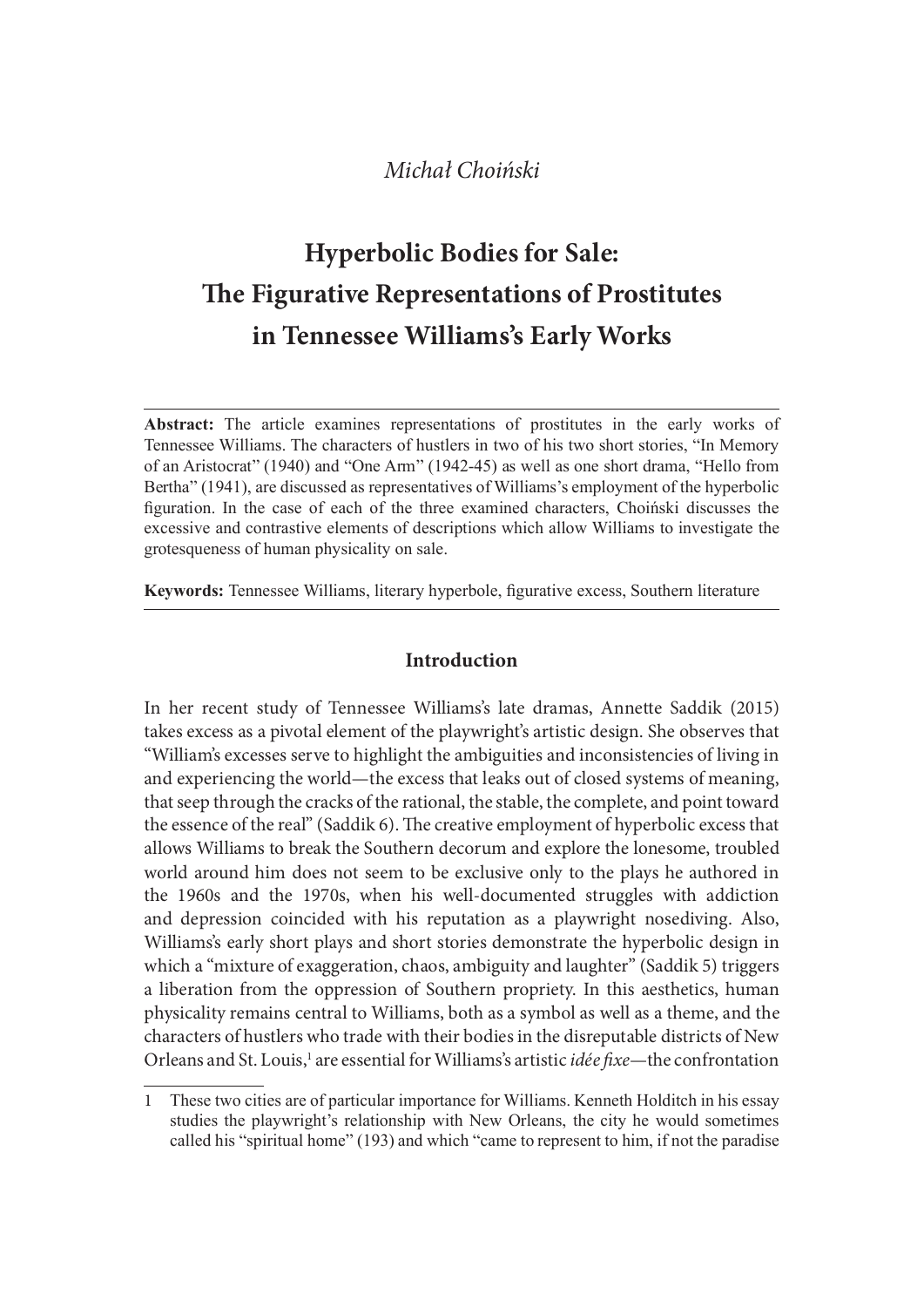*Michał Choiński*

# Hyperbolic Bodies for Sale: The Figurative Representations of Prostitutes in Tennessee Williams's Early Works

**Abstract:** The article examines representations of prostitutes in the early works of Tennessee Williams. The characters of hustlers in two of his two short stories, "In Memory of an Aristocrat" (1940) and "One Arm" (1942-45) as well as one short drama, "Hello from Bertha" (1941), are discussed as representatives of Williams's employment of the hyperbolic figuration. In the case of each of the three examined characters, Choiński discusses the excessive and contrastive elements of descriptions which allow Williams to investigate the grotesqueness of human physicality on sale.

**Keywords:** Tennessee Williams, literary hyperbole, figurative excess, Southern literature

## Introduction

In her recent study of Tennessee Williams's late dramas, Annette Saddik (2015) takes excess as a pivotal element of the playwright's artistic design. She observes that "William's excesses serve to highlight the ambiguities and inconsistencies of living in and experiencing the world—the excess that leaks out of closed systems of meaning, that seep through the cracks of the rational, the stable, the complete, and point toward the essence of the real" (Saddik 6). The creative employment of hyperbolic excess that allows Williams to break the Southern decorum and explore the lonesome, troubled world around him does not seem to be exclusive only to the plays he authored in the 1960s and the 1970s, when his well-documented struggles with addiction and depression coincided with his reputation as a playwright nosediving. Also, Williams's early short plays and short stories demonstrate the hyperbolic design in which a "mixture of exaggeration, chaos, ambiguity and laughter" (Saddik 5) triggers a liberation from the oppression of Southern propriety. In this aesthetics, human physicality remains central to Williams, both as a symbol as well as a theme, and the characters of hustlers who trade with their bodies in the disreputable districts of New Orleans and St. Louis,[1] are essential for Williams's artistic *idée fixe*—the confrontation

---

1 These two cities are of particular importance for Williams. Kenneth Holditch in his essay studies the playwright's relationship with New Orleans, the city he would sometimes called his "spiritual home" (193) and which "came to represent to him, if not the paradise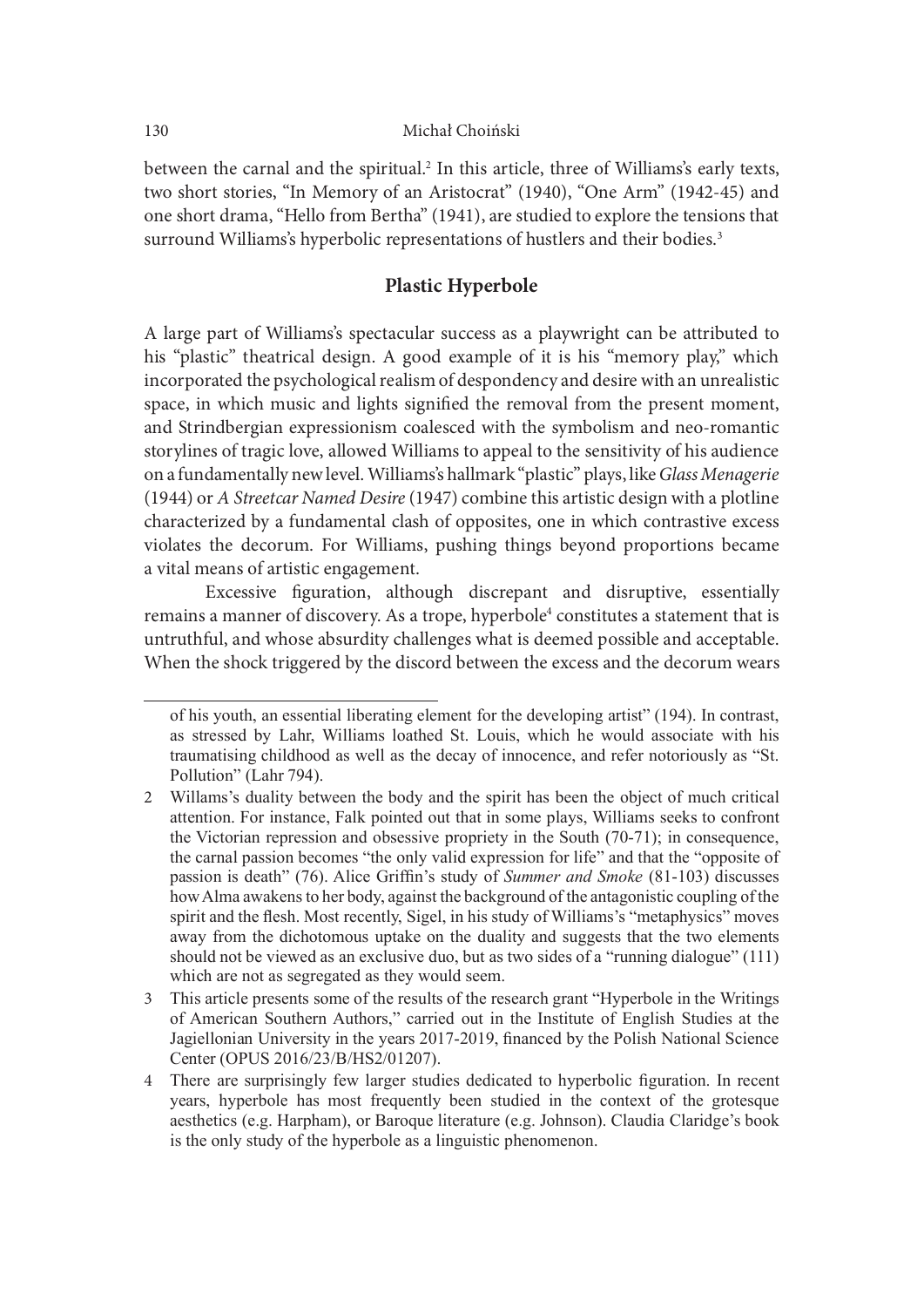between the carnal and the spiritual.[2] In this article, three of Williams's early texts, two short stories, "In Memory of an Aristocrat" (1940), "One Arm" (1942-45) and one short drama, "Hello from Bertha" (1941), are studied to explore the tensions that surround Williams's hyperbolic representations of hustlers and their bodies.[3]

## Plastic Hyperbole

A large part of Williams's spectacular success as a playwright can be attributed to his "plastic" theatrical design. A good example of it is his "memory play," which incorporated the psychological realism of despondency and desire with an unrealistic space, in which music and lights signified the removal from the present moment, and Strindbergian expressionism coalesced with the symbolism and neo-romantic storylines of tragic love, allowed Williams to appeal to the sensitivity of his audience on a fundamentally new level. Williams's hallmark "plastic" plays, like *Glass Menagerie* (1944) or *A Streetcar Named Desire* (1947) combine this artistic design with a plotline characterized by a fundamental clash of opposites, one in which contrastive excess violates the decorum. For Williams, pushing things beyond proportions became a vital means of artistic engagement.

Excessive figuration, although discrepant and disruptive, essentially remains a manner of discovery. As a trope, hyperbole[4] constitutes a statement that is untruthful, and whose absurdity challenges what is deemed possible and acceptable. When the shock triggered by the discord between the excess and the decorum wears

---

of his youth, an essential liberating element for the developing artist" (194). In contrast, as stressed by Lahr, Williams loathed St. Louis, which he would associate with his traumatising childhood as well as the decay of innocence, and refer notoriously as "St. Pollution" (Lahr 794).

2 Willams's duality between the body and the spirit has been the object of much critical attention. For instance, Falk pointed out that in some plays, Williams seeks to confront the Victorian repression and obsessive propriety in the South (70-71); in consequence, the carnal passion becomes "the only valid expression for life" and that the "opposite of passion is death" (76). Alice Griffin's study of *Summer and Smoke* (81-103) discusses how Alma awakens to her body, against the background of the antagonistic coupling of the spirit and the flesh. Most recently, Sigel, in his study of Williams's "metaphysics" moves away from the dichotomous uptake on the duality and suggests that the two elements should not be viewed as an exclusive duo, but as two sides of a "running dialogue" (111) which are not as segregated as they would seem.

3 This article presents some of the results of the research grant "Hyperbole in the Writings of American Southern Authors," carried out in the Institute of English Studies at the Jagiellonian University in the years 2017-2019, financed by the Polish National Science Center (OPUS 2016/23/B/HS2/01207).

4 There are surprisingly few larger studies dedicated to hyperbolic figuration. In recent years, hyperbole has most frequently been studied in the context of the grotesque aesthetics (e.g. Harpham), or Baroque literature (e.g. Johnson). Claudia Claridge's book is the only study of the hyperbole as a linguistic phenomenon.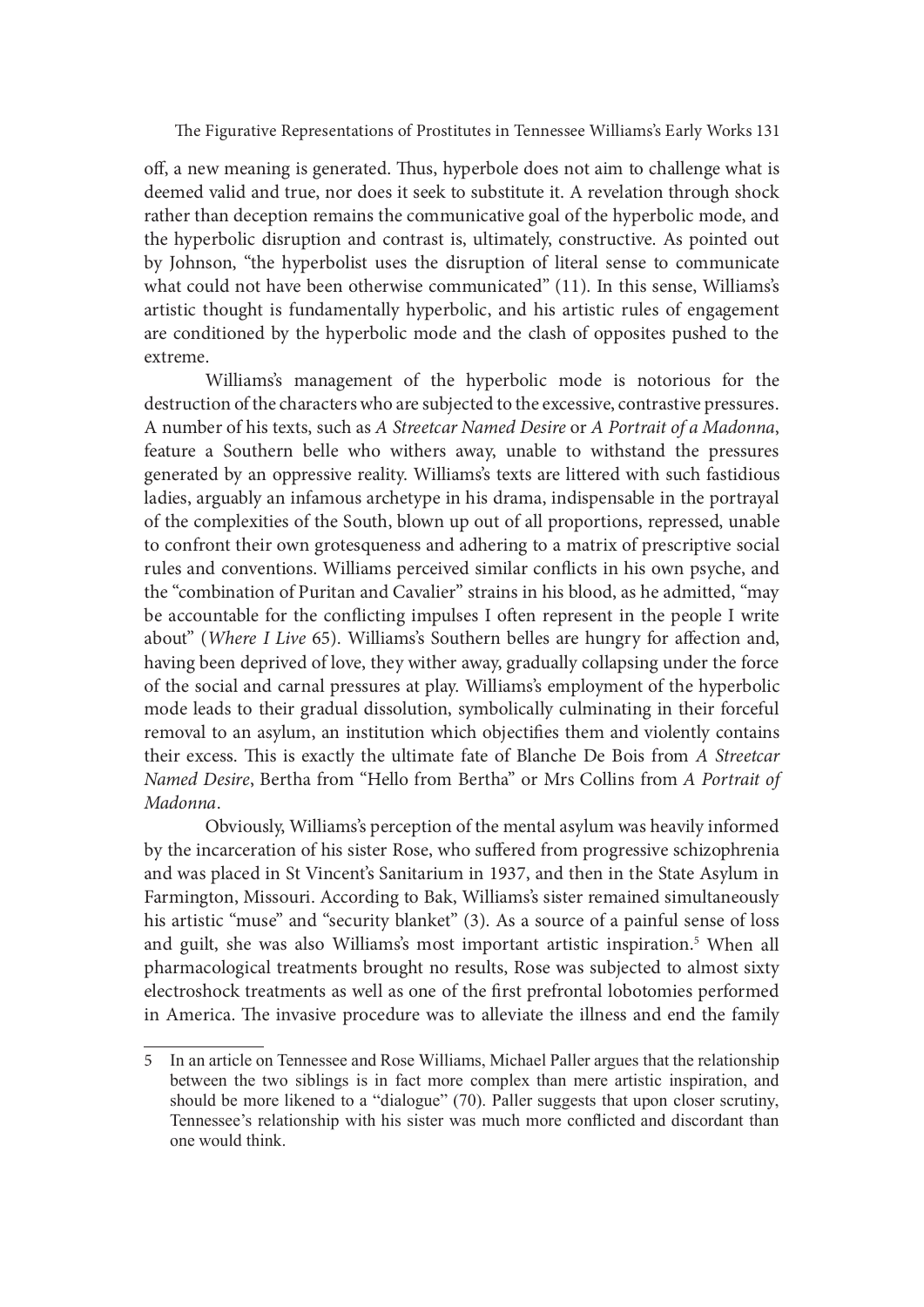off, a new meaning is generated. Thus, hyperbole does not aim to challenge what is deemed valid and true, nor does it seek to substitute it. A revelation through shock rather than deception remains the communicative goal of the hyperbolic mode, and the hyperbolic disruption and contrast is, ultimately, constructive. As pointed out by Johnson, "the hyperbolist uses the disruption of literal sense to communicate what could not have been otherwise communicated" (11). In this sense, Williams's artistic thought is fundamentally hyperbolic, and his artistic rules of engagement are conditioned by the hyperbolic mode and the clash of opposites pushed to the extreme.

Williams's management of the hyperbolic mode is notorious for the destruction of the characters who are subjected to the excessive, contrastive pressures. A number of his texts, such as *A Streetcar Named Desire* or *A Portrait of a Madonna*, feature a Southern belle who withers away, unable to withstand the pressures generated by an oppressive reality. Williams's texts are littered with such fastidious ladies, arguably an infamous archetype in his drama, indispensable in the portrayal of the complexities of the South, blown up out of all proportions, repressed, unable to confront their own grotesqueness and adhering to a matrix of prescriptive social rules and conventions. Williams perceived similar conflicts in his own psyche, and the "combination of Puritan and Cavalier" strains in his blood, as he admitted, "may be accountable for the conflicting impulses I often represent in the people I write about" (*Where I Live* 65). Williams's Southern belles are hungry for affection and, having been deprived of love, they wither away, gradually collapsing under the force of the social and carnal pressures at play. Williams's employment of the hyperbolic mode leads to their gradual dissolution, symbolically culminating in their forceful removal to an asylum, an institution which objectifies them and violently contains their excess. This is exactly the ultimate fate of Blanche De Bois from *A Streetcar Named Desire*, Bertha from "Hello from Bertha" or Mrs Collins from *A Portrait of Madonna*.

Obviously, Williams's perception of the mental asylum was heavily informed by the incarceration of his sister Rose, who suffered from progressive schizophrenia and was placed in St Vincent's Sanitarium in 1937, and then in the State Asylum in Farmington, Missouri. According to Bak, Williams's sister remained simultaneously his artistic "muse" and "security blanket" (3). As a source of a painful sense of loss and guilt, she was also Williams's most important artistic inspiration.[5] When all pharmacological treatments brought no results, Rose was subjected to almost sixty electroshock treatments as well as one of the first prefrontal lobotomies performed in America. The invasive procedure was to alleviate the illness and end the family

---

5 In an article on Tennessee and Rose Williams, Michael Paller argues that the relationship between the two siblings is in fact more complex than mere artistic inspiration, and should be more likened to a "dialogue" (70). Paller suggests that upon closer scrutiny, Tennessee's relationship with his sister was much more conflicted and discordant than one would think.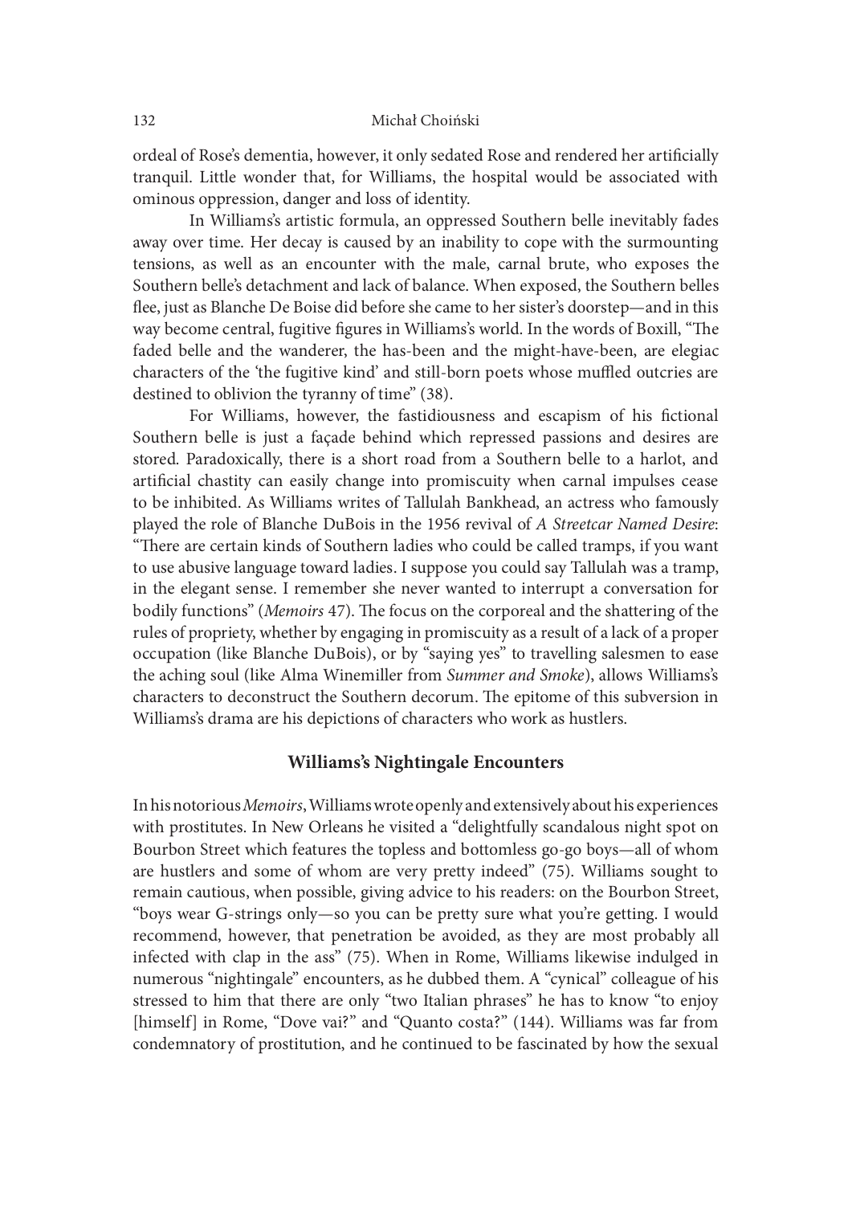ordeal of Rose's dementia, however, it only sedated Rose and rendered her artificially tranquil. Little wonder that, for Williams, the hospital would be associated with ominous oppression, danger and loss of identity.

In Williams's artistic formula, an oppressed Southern belle inevitably fades away over time. Her decay is caused by an inability to cope with the surmounting tensions, as well as an encounter with the male, carnal brute, who exposes the Southern belle's detachment and lack of balance. When exposed, the Southern belles flee, just as Blanche De Boise did before she came to her sister's doorstep—and in this way become central, fugitive figures in Williams's world. In the words of Boxill, "The faded belle and the wanderer, the has-been and the might-have-been, are elegiac characters of the 'the fugitive kind' and still-born poets whose muffled outcries are destined to oblivion the tyranny of time" (38).

For Williams, however, the fastidiousness and escapism of his fictional Southern belle is just a façade behind which repressed passions and desires are stored. Paradoxically, there is a short road from a Southern belle to a harlot, and artificial chastity can easily change into promiscuity when carnal impulses cease to be inhibited. As Williams writes of Tallulah Bankhead, an actress who famously played the role of Blanche DuBois in the 1956 revival of *A Streetcar Named Desire*: "There are certain kinds of Southern ladies who could be called tramps, if you want to use abusive language toward ladies. I suppose you could say Tallulah was a tramp, in the elegant sense. I remember she never wanted to interrupt a conversation for bodily functions" (*Memoirs* 47). The focus on the corporeal and the shattering of the rules of propriety, whether by engaging in promiscuity as a result of a lack of a proper occupation (like Blanche DuBois), or by "saying yes" to travelling salesmen to ease the aching soul (like Alma Winemiller from *Summer and Smoke*), allows Williams's characters to deconstruct the Southern decorum. The epitome of this subversion in Williams's drama are his depictions of characters who work as hustlers.

## Williams's Nightingale Encounters

In his notorious *Memoirs*, Williams wrote openly and extensively about his experiences with prostitutes. In New Orleans he visited a "delightfully scandalous night spot on Bourbon Street which features the topless and bottomless go-go boys—all of whom are hustlers and some of whom are very pretty indeed" (75). Williams sought to remain cautious, when possible, giving advice to his readers: on the Bourbon Street, "boys wear G-strings only—so you can be pretty sure what you're getting. I would recommend, however, that penetration be avoided, as they are most probably all infected with clap in the ass" (75). When in Rome, Williams likewise indulged in numerous "nightingale" encounters, as he dubbed them. A "cynical" colleague of his stressed to him that there are only "two Italian phrases" he has to know "to enjoy [himself] in Rome, "Dove vai?" and "Quanto costa?" (144). Williams was far from condemnatory of prostitution, and he continued to be fascinated by how the sexual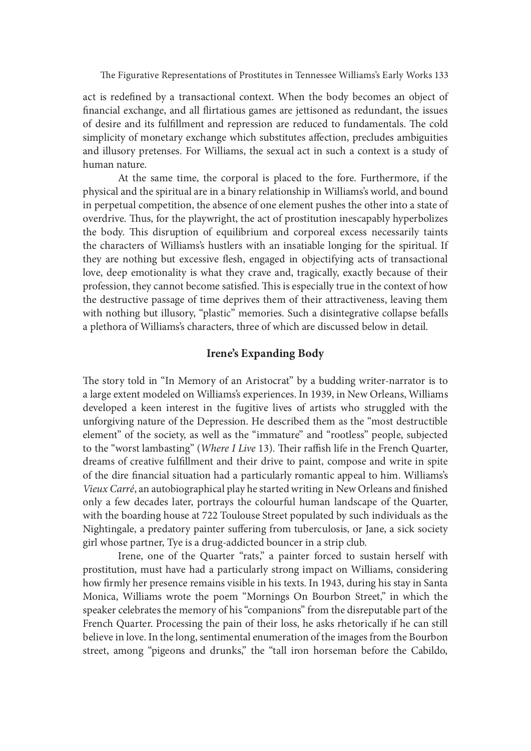act is redefined by a transactional context. When the body becomes an object of financial exchange, and all flirtatious games are jettisoned as redundant, the issues of desire and its fulfillment and repression are reduced to fundamentals. The cold simplicity of monetary exchange which substitutes affection, precludes ambiguities and illusory pretenses. For Williams, the sexual act in such a context is a study of human nature.

At the same time, the corporal is placed to the fore. Furthermore, if the physical and the spiritual are in a binary relationship in Williams's world, and bound in perpetual competition, the absence of one element pushes the other into a state of overdrive. Thus, for the playwright, the act of prostitution inescapably hyperbolizes the body. This disruption of equilibrium and corporeal excess necessarily taints the characters of Williams's hustlers with an insatiable longing for the spiritual. If they are nothing but excessive flesh, engaged in objectifying acts of transactional love, deep emotionality is what they crave and, tragically, exactly because of their profession, they cannot become satisfied. This is especially true in the context of how the destructive passage of time deprives them of their attractiveness, leaving them with nothing but illusory, "plastic" memories. Such a disintegrative collapse befalls a plethora of Williams's characters, three of which are discussed below in detail.

## Irene's Expanding Body

The story told in "In Memory of an Aristocrat" by a budding writer-narrator is to a large extent modeled on Williams's experiences. In 1939, in New Orleans, Williams developed a keen interest in the fugitive lives of artists who struggled with the unforgiving nature of the Depression. He described them as the "most destructible element" of the society, as well as the "immature" and "rootless" people, subjected to the "worst lambasting" (*Where I Live* 13). Their raffish life in the French Quarter, dreams of creative fulfillment and their drive to paint, compose and write in spite of the dire financial situation had a particularly romantic appeal to him. Williams's *Vieux Carré*, an autobiographical play he started writing in New Orleans and finished only a few decades later, portrays the colourful human landscape of the Quarter, with the boarding house at 722 Toulouse Street populated by such individuals as the Nightingale, a predatory painter suffering from tuberculosis, or Jane, a sick society girl whose partner, Tye is a drug-addicted bouncer in a strip club.

Irene, one of the Quarter "rats," a painter forced to sustain herself with prostitution, must have had a particularly strong impact on Williams, considering how firmly her presence remains visible in his texts. In 1943, during his stay in Santa Monica, Williams wrote the poem "Mornings On Bourbon Street," in which the speaker celebrates the memory of his "companions" from the disreputable part of the French Quarter. Processing the pain of their loss, he asks rhetorically if he can still believe in love. In the long, sentimental enumeration of the images from the Bourbon street, among "pigeons and drunks," the "tall iron horseman before the Cabildo,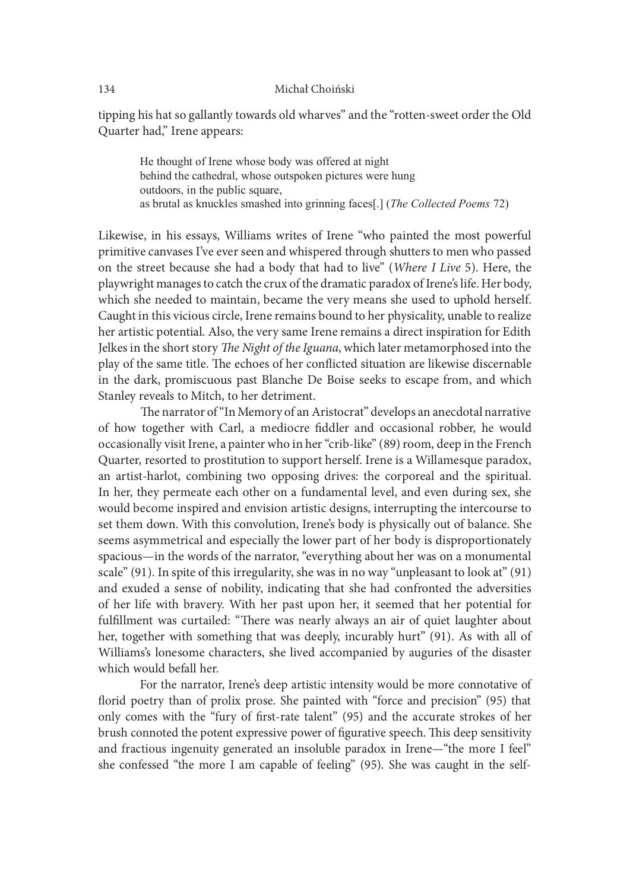tipping his hat so gallantly towards old wharves" and the "rotten-sweet order the Old Quarter had," Irene appears:

> He thought of Irene whose body was offered at night
> behind the cathedral, whose outspoken pictures were hung
> outdoors, in the public square,
> as brutal as knuckles smashed into grinning faces[.] (*The Collected Poems* 72)

Likewise, in his essays, Williams writes of Irene "who painted the most powerful primitive canvases I've ever seen and whispered through shutters to men who passed on the street because she had a body that had to live" (*Where I Live* 5). Here, the playwright manages to catch the crux of the dramatic paradox of Irene's life. Her body, which she needed to maintain, became the very means she used to uphold herself. Caught in this vicious circle, Irene remains bound to her physicality, unable to realize her artistic potential. Also, the very same Irene remains a direct inspiration for Edith Jelkes in the short story *The Night of the Iguana*, which later metamorphosed into the play of the same title. The echoes of her conflicted situation are likewise discernable in the dark, promiscuous past Blanche De Boise seeks to escape from, and which Stanley reveals to Mitch, to her detriment.

The narrator of "In Memory of an Aristocrat" develops an anecdotal narrative of how together with Carl, a mediocre fiddler and occasional robber, he would occasionally visit Irene, a painter who in her "crib-like" (89) room, deep in the French Quarter, resorted to prostitution to support herself. Irene is a Willamesque paradox, an artist-harlot, combining two opposing drives: the corporeal and the spiritual. In her, they permeate each other on a fundamental level, and even during sex, she would become inspired and envision artistic designs, interrupting the intercourse to set them down. With this convolution, Irene's body is physically out of balance. She seems asymmetrical and especially the lower part of her body is disproportionately spacious—in the words of the narrator, "everything about her was on a monumental scale" (91). In spite of this irregularity, she was in no way "unpleasant to look at" (91) and exuded a sense of nobility, indicating that she had confronted the adversities of her life with bravery. With her past upon her, it seemed that her potential for fulfillment was curtailed: "There was nearly always an air of quiet laughter about her, together with something that was deeply, incurably hurt" (91). As with all of Williams's lonesome characters, she lived accompanied by auguries of the disaster which would befall her.

For the narrator, Irene's deep artistic intensity would be more connotative of florid poetry than of prolix prose. She painted with "force and precision" (95) that only comes with the "fury of first-rate talent" (95) and the accurate strokes of her brush connoted the potent expressive power of figurative speech. This deep sensitivity and fractious ingenuity generated an insoluble paradox in Irene—"the more I feel" she confessed "the more I am capable of feeling" (95). She was caught in the self-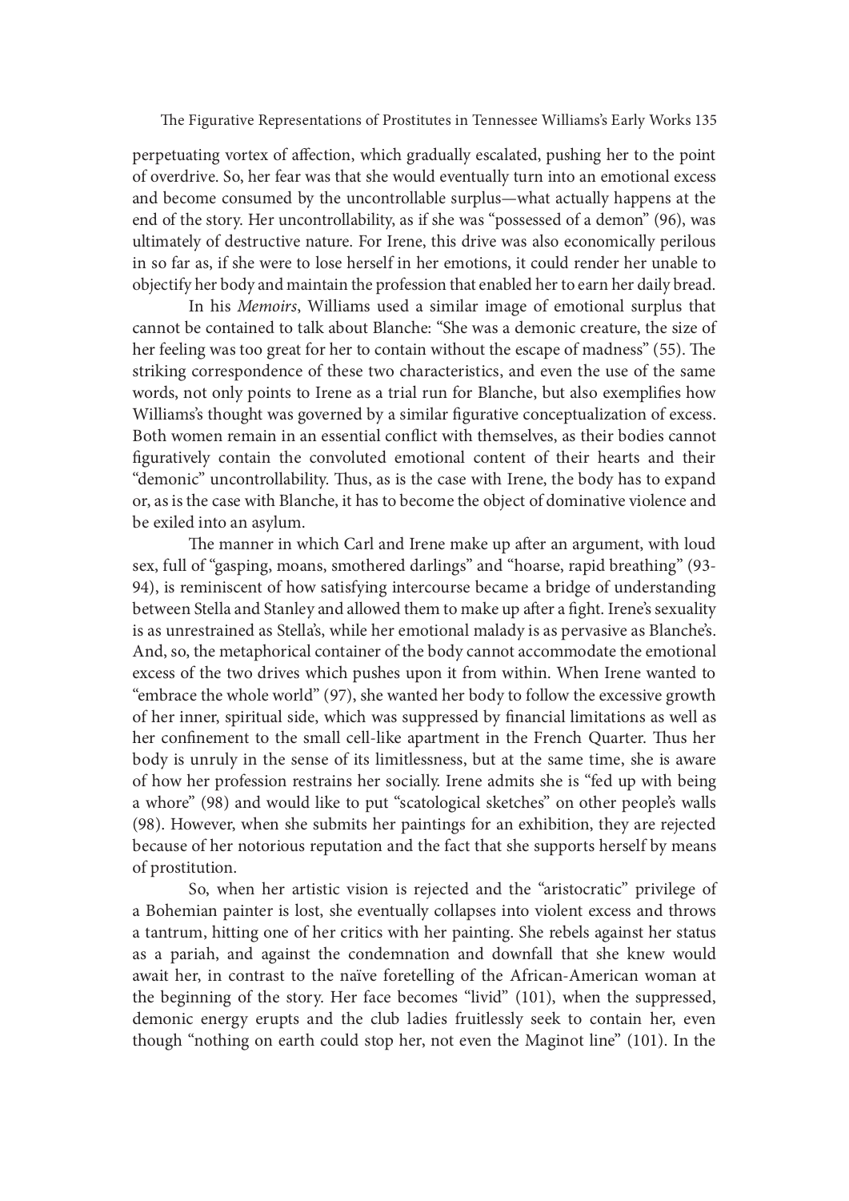perpetuating vortex of affection, which gradually escalated, pushing her to the point of overdrive. So, her fear was that she would eventually turn into an emotional excess and become consumed by the uncontrollable surplus—what actually happens at the end of the story. Her uncontrollability, as if she was "possessed of a demon" (96), was ultimately of destructive nature. For Irene, this drive was also economically perilous in so far as, if she were to lose herself in her emotions, it could render her unable to objectify her body and maintain the profession that enabled her to earn her daily bread.

In his *Memoirs*, Williams used a similar image of emotional surplus that cannot be contained to talk about Blanche: "She was a demonic creature, the size of her feeling was too great for her to contain without the escape of madness" (55). The striking correspondence of these two characteristics, and even the use of the same words, not only points to Irene as a trial run for Blanche, but also exemplifies how Williams's thought was governed by a similar figurative conceptualization of excess. Both women remain in an essential conflict with themselves, as their bodies cannot figuratively contain the convoluted emotional content of their hearts and their "demonic" uncontrollability. Thus, as is the case with Irene, the body has to expand or, as is the case with Blanche, it has to become the object of dominative violence and be exiled into an asylum.

The manner in which Carl and Irene make up after an argument, with loud sex, full of "gasping, moans, smothered darlings" and "hoarse, rapid breathing" (93-94), is reminiscent of how satisfying intercourse became a bridge of understanding between Stella and Stanley and allowed them to make up after a fight. Irene's sexuality is as unrestrained as Stella's, while her emotional malady is as pervasive as Blanche's. And, so, the metaphorical container of the body cannot accommodate the emotional excess of the two drives which pushes upon it from within. When Irene wanted to "embrace the whole world" (97), she wanted her body to follow the excessive growth of her inner, spiritual side, which was suppressed by financial limitations as well as her confinement to the small cell-like apartment in the French Quarter. Thus her body is unruly in the sense of its limitlessness, but at the same time, she is aware of how her profession restrains her socially. Irene admits she is "fed up with being a whore" (98) and would like to put "scatological sketches" on other people's walls (98). However, when she submits her paintings for an exhibition, they are rejected because of her notorious reputation and the fact that she supports herself by means of prostitution.

So, when her artistic vision is rejected and the "aristocratic" privilege of a Bohemian painter is lost, she eventually collapses into violent excess and throws a tantrum, hitting one of her critics with her painting. She rebels against her status as a pariah, and against the condemnation and downfall that she knew would await her, in contrast to the naïve foretelling of the African-American woman at the beginning of the story. Her face becomes "livid" (101), when the suppressed, demonic energy erupts and the club ladies fruitlessly seek to contain her, even though "nothing on earth could stop her, not even the Maginot line" (101). In the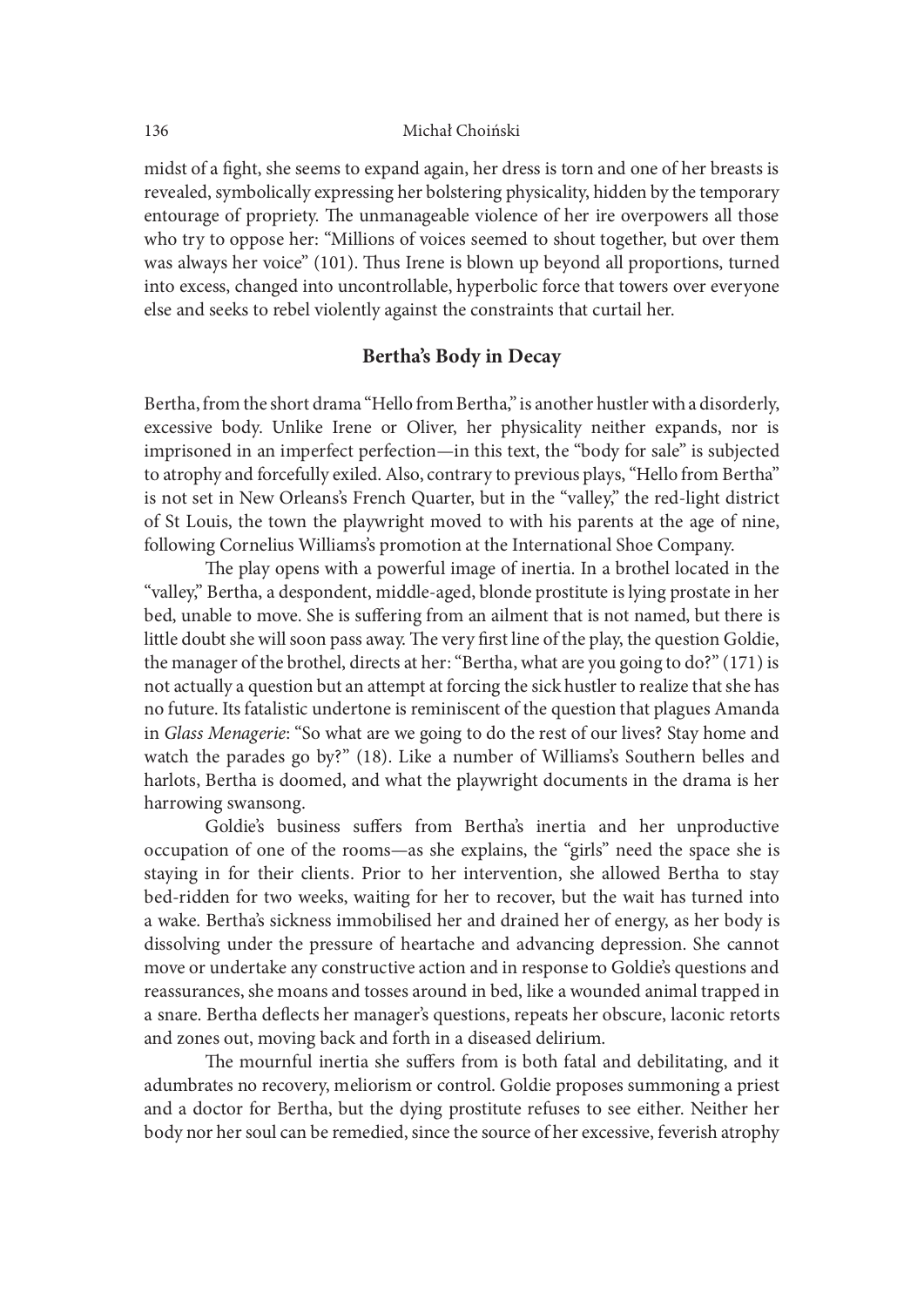midst of a fight, she seems to expand again, her dress is torn and one of her breasts is revealed, symbolically expressing her bolstering physicality, hidden by the temporary entourage of propriety. The unmanageable violence of her ire overpowers all those who try to oppose her: "Millions of voices seemed to shout together, but over them was always her voice" (101). Thus Irene is blown up beyond all proportions, turned into excess, changed into uncontrollable, hyperbolic force that towers over everyone else and seeks to rebel violently against the constraints that curtail her.

## Bertha's Body in Decay

Bertha, from the short drama "Hello from Bertha," is another hustler with a disorderly, excessive body. Unlike Irene or Oliver, her physicality neither expands, nor is imprisoned in an imperfect perfection—in this text, the "body for sale" is subjected to atrophy and forcefully exiled. Also, contrary to previous plays, "Hello from Bertha" is not set in New Orleans's French Quarter, but in the "valley," the red-light district of St Louis, the town the playwright moved to with his parents at the age of nine, following Cornelius Williams's promotion at the International Shoe Company.

The play opens with a powerful image of inertia. In a brothel located in the "valley," Bertha, a despondent, middle-aged, blonde prostitute is lying prostate in her bed, unable to move. She is suffering from an ailment that is not named, but there is little doubt she will soon pass away. The very first line of the play, the question Goldie, the manager of the brothel, directs at her: "Bertha, what are you going to do?" (171) is not actually a question but an attempt at forcing the sick hustler to realize that she has no future. Its fatalistic undertone is reminiscent of the question that plagues Amanda in *Glass Menagerie*: "So what are we going to do the rest of our lives? Stay home and watch the parades go by?" (18). Like a number of Williams's Southern belles and harlots, Bertha is doomed, and what the playwright documents in the drama is her harrowing swansong.

Goldie's business suffers from Bertha's inertia and her unproductive occupation of one of the rooms—as she explains, the "girls" need the space she is staying in for their clients. Prior to her intervention, she allowed Bertha to stay bed-ridden for two weeks, waiting for her to recover, but the wait has turned into a wake. Bertha's sickness immobilised her and drained her of energy, as her body is dissolving under the pressure of heartache and advancing depression. She cannot move or undertake any constructive action and in response to Goldie's questions and reassurances, she moans and tosses around in bed, like a wounded animal trapped in a snare. Bertha deflects her manager's questions, repeats her obscure, laconic retorts and zones out, moving back and forth in a diseased delirium.

The mournful inertia she suffers from is both fatal and debilitating, and it adumbrates no recovery, meliorism or control. Goldie proposes summoning a priest and a doctor for Bertha, but the dying prostitute refuses to see either. Neither her body nor her soul can be remedied, since the source of her excessive, feverish atrophy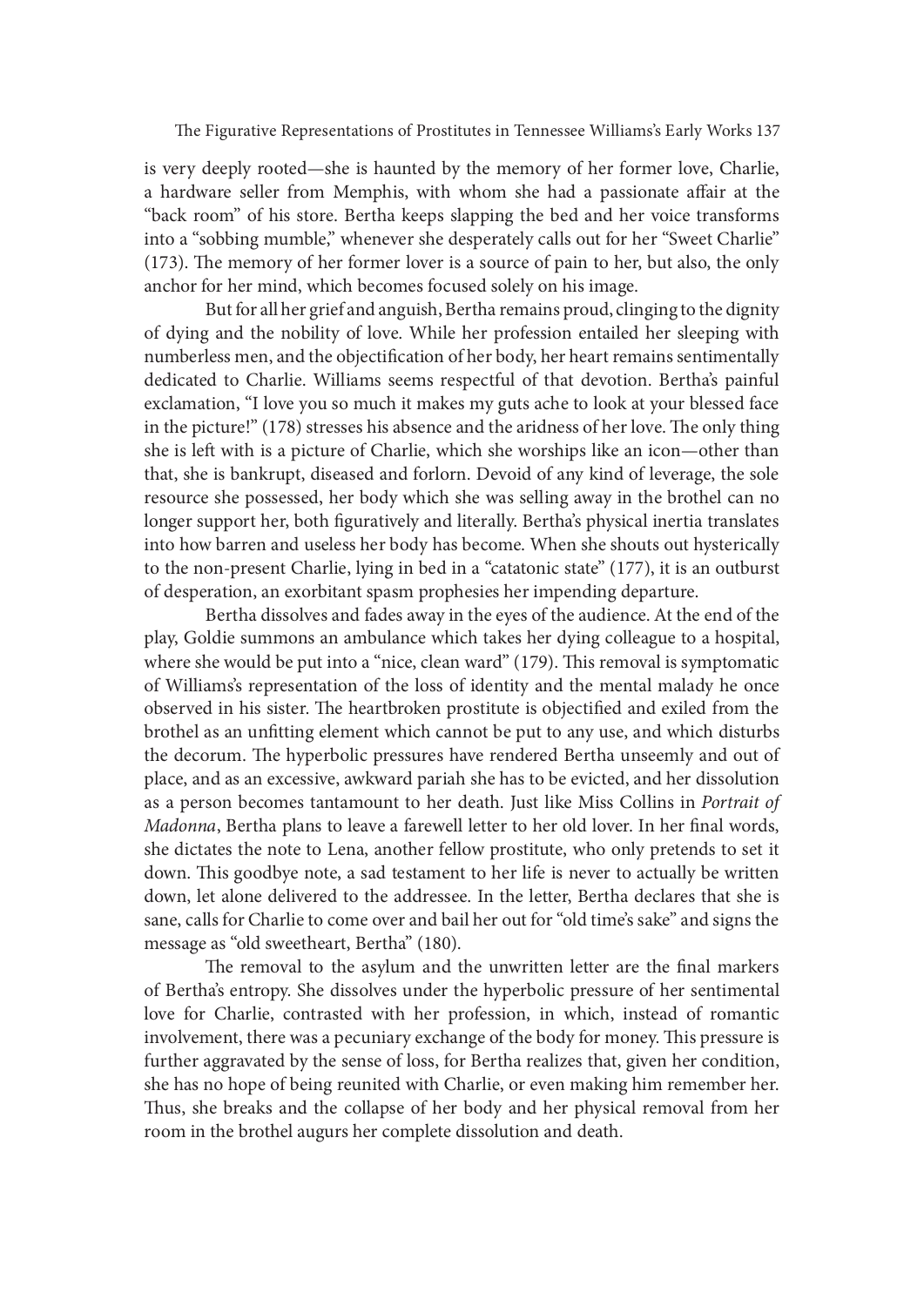is very deeply rooted—she is haunted by the memory of her former love, Charlie, a hardware seller from Memphis, with whom she had a passionate affair at the "back room" of his store. Bertha keeps slapping the bed and her voice transforms into a "sobbing mumble," whenever she desperately calls out for her "Sweet Charlie" (173). The memory of her former lover is a source of pain to her, but also, the only anchor for her mind, which becomes focused solely on his image.

But for all her grief and anguish, Bertha remains proud, clinging to the dignity of dying and the nobility of love. While her profession entailed her sleeping with numberless men, and the objectification of her body, her heart remains sentimentally dedicated to Charlie. Williams seems respectful of that devotion. Bertha's painful exclamation, "I love you so much it makes my guts ache to look at your blessed face in the picture!" (178) stresses his absence and the aridness of her love. The only thing she is left with is a picture of Charlie, which she worships like an icon—other than that, she is bankrupt, diseased and forlorn. Devoid of any kind of leverage, the sole resource she possessed, her body which she was selling away in the brothel can no longer support her, both figuratively and literally. Bertha's physical inertia translates into how barren and useless her body has become. When she shouts out hysterically to the non-present Charlie, lying in bed in a "catatonic state" (177), it is an outburst of desperation, an exorbitant spasm prophesies her impending departure.

Bertha dissolves and fades away in the eyes of the audience. At the end of the play, Goldie summons an ambulance which takes her dying colleague to a hospital, where she would be put into a "nice, clean ward" (179). This removal is symptomatic of Williams's representation of the loss of identity and the mental malady he once observed in his sister. The heartbroken prostitute is objectified and exiled from the brothel as an unfitting element which cannot be put to any use, and which disturbs the decorum. The hyperbolic pressures have rendered Bertha unseemly and out of place, and as an excessive, awkward pariah she has to be evicted, and her dissolution as a person becomes tantamount to her death. Just like Miss Collins in *Portrait of Madonna*, Bertha plans to leave a farewell letter to her old lover. In her final words, she dictates the note to Lena, another fellow prostitute, who only pretends to set it down. This goodbye note, a sad testament to her life is never to actually be written down, let alone delivered to the addressee. In the letter, Bertha declares that she is sane, calls for Charlie to come over and bail her out for "old time's sake" and signs the message as "old sweetheart, Bertha" (180).

The removal to the asylum and the unwritten letter are the final markers of Bertha's entropy. She dissolves under the hyperbolic pressure of her sentimental love for Charlie, contrasted with her profession, in which, instead of romantic involvement, there was a pecuniary exchange of the body for money. This pressure is further aggravated by the sense of loss, for Bertha realizes that, given her condition, she has no hope of being reunited with Charlie, or even making him remember her. Thus, she breaks and the collapse of her body and her physical removal from her room in the brothel augurs her complete dissolution and death.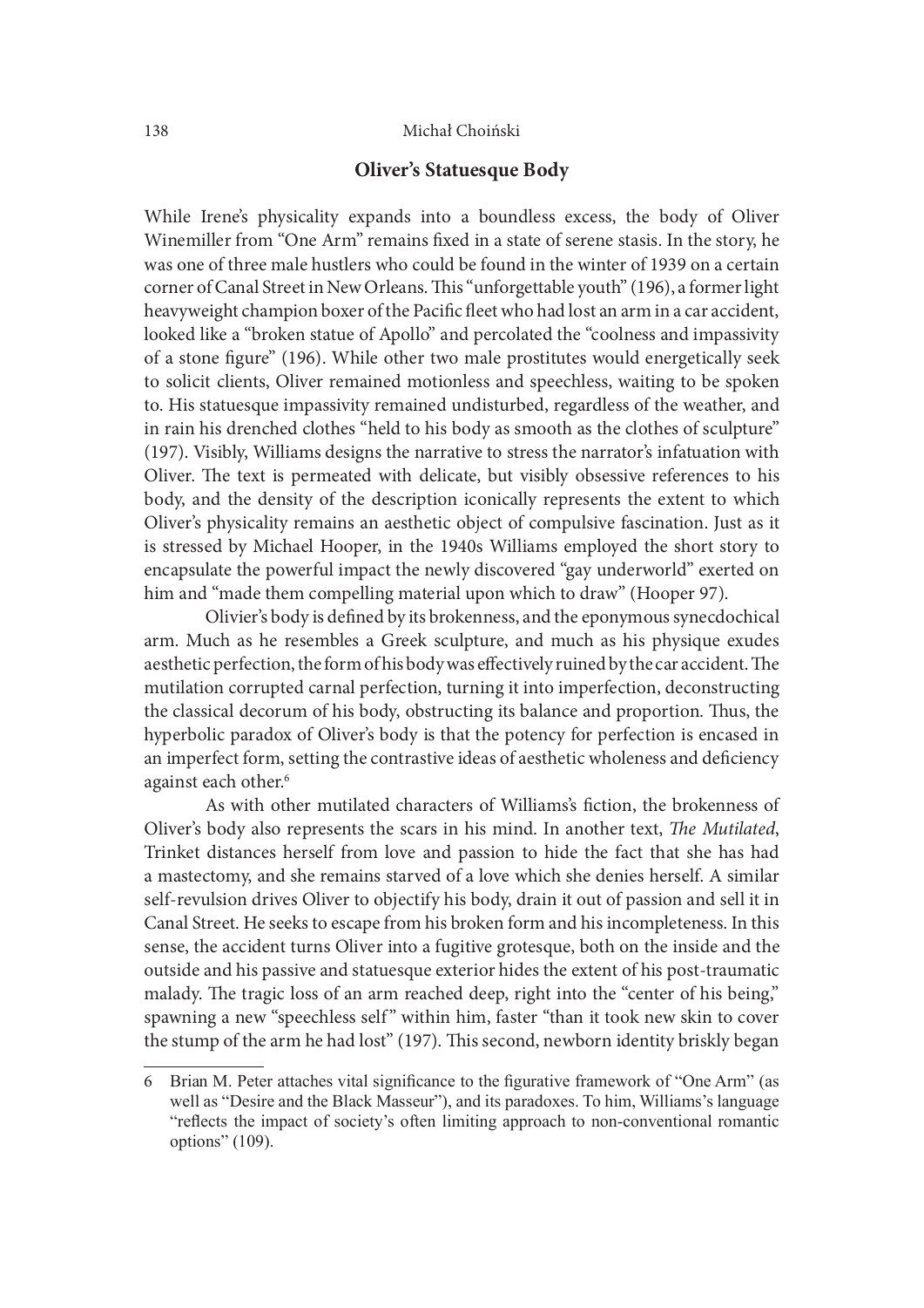## Oliver's Statuesque Body

While Irene's physicality expands into a boundless excess, the body of Oliver Winemiller from "One Arm" remains fixed in a state of serene stasis. In the story, he was one of three male hustlers who could be found in the winter of 1939 on a certain corner of Canal Street in New Orleans. This "unforgettable youth" (196), a former light heavyweight champion boxer of the Pacific fleet who had lost an arm in a car accident, looked like a "broken statue of Apollo" and percolated the "coolness and impassivity of a stone figure" (196). While other two male prostitutes would energetically seek to solicit clients, Oliver remained motionless and speechless, waiting to be spoken to. His statuesque impassivity remained undisturbed, regardless of the weather, and in rain his drenched clothes "held to his body as smooth as the clothes of sculpture" (197). Visibly, Williams designs the narrative to stress the narrator's infatuation with Oliver. The text is permeated with delicate, but visibly obsessive references to his body, and the density of the description iconically represents the extent to which Oliver's physicality remains an aesthetic object of compulsive fascination. Just as it is stressed by Michael Hooper, in the 1940s Williams employed the short story to encapsulate the powerful impact the newly discovered "gay underworld" exerted on him and "made them compelling material upon which to draw" (Hooper 97).

Olivier's body is defined by its brokenness, and the eponymous synecdochical arm. Much as he resembles a Greek sculpture, and much as his physique exudes aesthetic perfection, the form of his body was effectively ruined by the car accident. The mutilation corrupted carnal perfection, turning it into imperfection, deconstructing the classical decorum of his body, obstructing its balance and proportion. Thus, the hyperbolic paradox of Oliver's body is that the potency for perfection is encased in an imperfect form, setting the contrastive ideas of aesthetic wholeness and deficiency against each other.[6]

As with other mutilated characters of Williams's fiction, the brokenness of Oliver's body also represents the scars in his mind. In another text, *The Mutilated*, Trinket distances herself from love and passion to hide the fact that she has had a mastectomy, and she remains starved of a love which she denies herself. A similar self-revulsion drives Oliver to objectify his body, drain it out of passion and sell it in Canal Street. He seeks to escape from his broken form and his incompleteness. In this sense, the accident turns Oliver into a fugitive grotesque, both on the inside and the outside and his passive and statuesque exterior hides the extent of his post-traumatic malady. The tragic loss of an arm reached deep, right into the "center of his being," spawning a new "speechless self" within him, faster "than it took new skin to cover the stump of the arm he had lost" (197). This second, newborn identity briskly began

---

6 Brian M. Peter attaches vital significance to the figurative framework of "One Arm" (as well as "Desire and the Black Masseur"), and its paradoxes. To him, Williams's language "reflects the impact of society's often limiting approach to non-conventional romantic options" (109).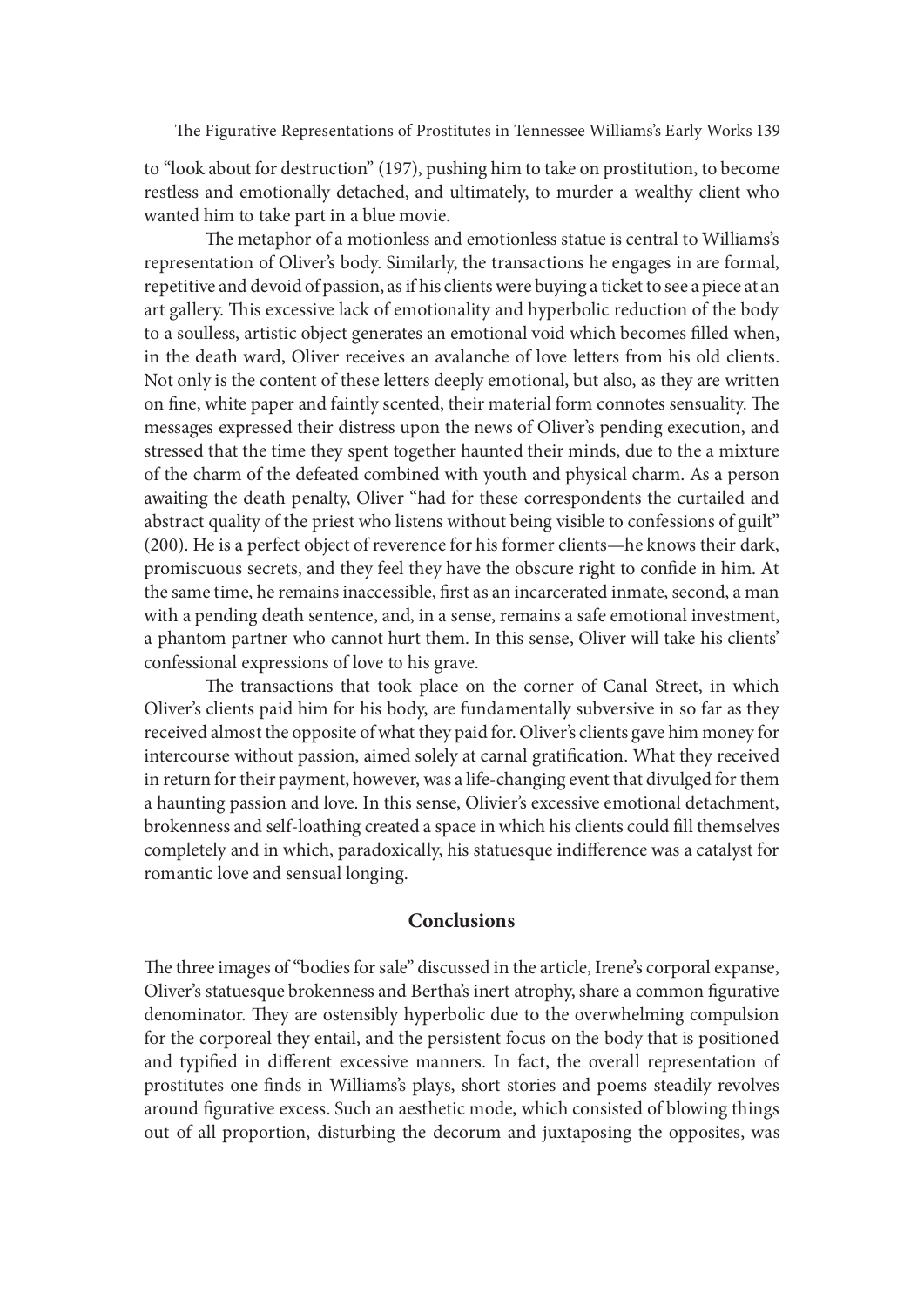to "look about for destruction" (197), pushing him to take on prostitution, to become restless and emotionally detached, and ultimately, to murder a wealthy client who wanted him to take part in a blue movie.

The metaphor of a motionless and emotionless statue is central to Williams's representation of Oliver's body. Similarly, the transactions he engages in are formal, repetitive and devoid of passion, as if his clients were buying a ticket to see a piece at an art gallery. This excessive lack of emotionality and hyperbolic reduction of the body to a soulless, artistic object generates an emotional void which becomes filled when, in the death ward, Oliver receives an avalanche of love letters from his old clients. Not only is the content of these letters deeply emotional, but also, as they are written on fine, white paper and faintly scented, their material form connotes sensuality. The messages expressed their distress upon the news of Oliver's pending execution, and stressed that the time they spent together haunted their minds, due to the a mixture of the charm of the defeated combined with youth and physical charm. As a person awaiting the death penalty, Oliver "had for these correspondents the curtailed and abstract quality of the priest who listens without being visible to confessions of guilt" (200). He is a perfect object of reverence for his former clients—he knows their dark, promiscuous secrets, and they feel they have the obscure right to confide in him. At the same time, he remains inaccessible, first as an incarcerated inmate, second, a man with a pending death sentence, and, in a sense, remains a safe emotional investment, a phantom partner who cannot hurt them. In this sense, Oliver will take his clients' confessional expressions of love to his grave.

The transactions that took place on the corner of Canal Street, in which Oliver's clients paid him for his body, are fundamentally subversive in so far as they received almost the opposite of what they paid for. Oliver's clients gave him money for intercourse without passion, aimed solely at carnal gratification. What they received in return for their payment, however, was a life-changing event that divulged for them a haunting passion and love. In this sense, Olivier's excessive emotional detachment, brokenness and self-loathing created a space in which his clients could fill themselves completely and in which, paradoxically, his statuesque indifference was a catalyst for romantic love and sensual longing.

## Conclusions

The three images of "bodies for sale" discussed in the article, Irene's corporal expanse, Oliver's statuesque brokenness and Bertha's inert atrophy, share a common figurative denominator. They are ostensibly hyperbolic due to the overwhelming compulsion for the corporeal they entail, and the persistent focus on the body that is positioned and typified in different excessive manners. In fact, the overall representation of prostitutes one finds in Williams's plays, short stories and poems steadily revolves around figurative excess. Such an aesthetic mode, which consisted of blowing things out of all proportion, disturbing the decorum and juxtaposing the opposites, was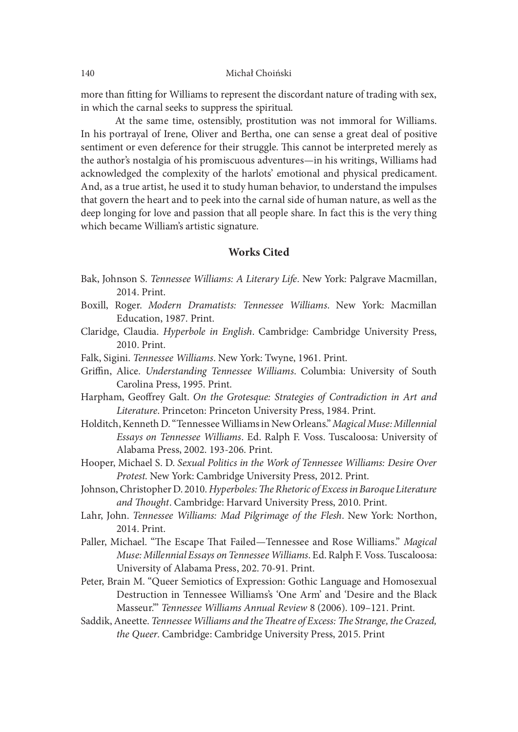more than fitting for Williams to represent the discordant nature of trading with sex, in which the carnal seeks to suppress the spiritual.

At the same time, ostensibly, prostitution was not immoral for Williams. In his portrayal of Irene, Oliver and Bertha, one can sense a great deal of positive sentiment or even deference for their struggle. This cannot be interpreted merely as the author's nostalgia of his promiscuous adventures—in his writings, Williams had acknowledged the complexity of the harlots' emotional and physical predicament. And, as a true artist, he used it to study human behavior, to understand the impulses that govern the heart and to peek into the carnal side of human nature, as well as the deep longing for love and passion that all people share. In fact this is the very thing which became William's artistic signature.

## Works Cited

Bak, Johnson S. *Tennessee Williams: A Literary Life*. New York: Palgrave Macmillan, 2014. Print.

Boxill, Roger. *Modern Dramatists: Tennessee Williams*. New York: Macmillan Education, 1987. Print.

Claridge, Claudia. *Hyperbole in English*. Cambridge: Cambridge University Press, 2010. Print.

Falk, Sigini. *Tennessee Williams*. New York: Twyne, 1961. Print.

Griffin, Alice. *Understanding Tennessee Williams*. Columbia: University of South Carolina Press, 1995. Print.

Harpham, Geoffrey Galt. *On the Grotesque: Strategies of Contradiction in Art and Literature*. Princeton: Princeton University Press, 1984. Print.

Holditch, Kenneth D. "Tennessee Williams in New Orleans." *Magical Muse: Millennial Essays on Tennessee Williams*. Ed. Ralph F. Voss. Tuscaloosa: University of Alabama Press, 2002. 193-206. Print.

Hooper, Michael S. D. *Sexual Politics in the Work of Tennessee Williams: Desire Over Protest*. New York: Cambridge University Press, 2012. Print.

Johnson, Christopher D. 2010. *Hyperboles: The Rhetoric of Excess in Baroque Literature and Thought*. Cambridge: Harvard University Press, 2010. Print.

Lahr, John. *Tennessee Williams: Mad Pilgrimage of the Flesh*. New York: Northon, 2014. Print.

Paller, Michael. "The Escape That Failed—Tennessee and Rose Williams." *Magical Muse: Millennial Essays on Tennessee Williams*. Ed. Ralph F. Voss. Tuscaloosa: University of Alabama Press, 202. 70-91. Print.

Peter, Brain M. "Queer Semiotics of Expression: Gothic Language and Homosexual Destruction in Tennessee Williams's 'One Arm' and 'Desire and the Black Masseur.'" *Tennessee Williams Annual Review* 8 (2006). 109–121. Print.

Saddik, Aneette. *Tennessee Williams and the Theatre of Excess: The Strange, the Crazed, the Queer*. Cambridge: Cambridge University Press, 2015. Print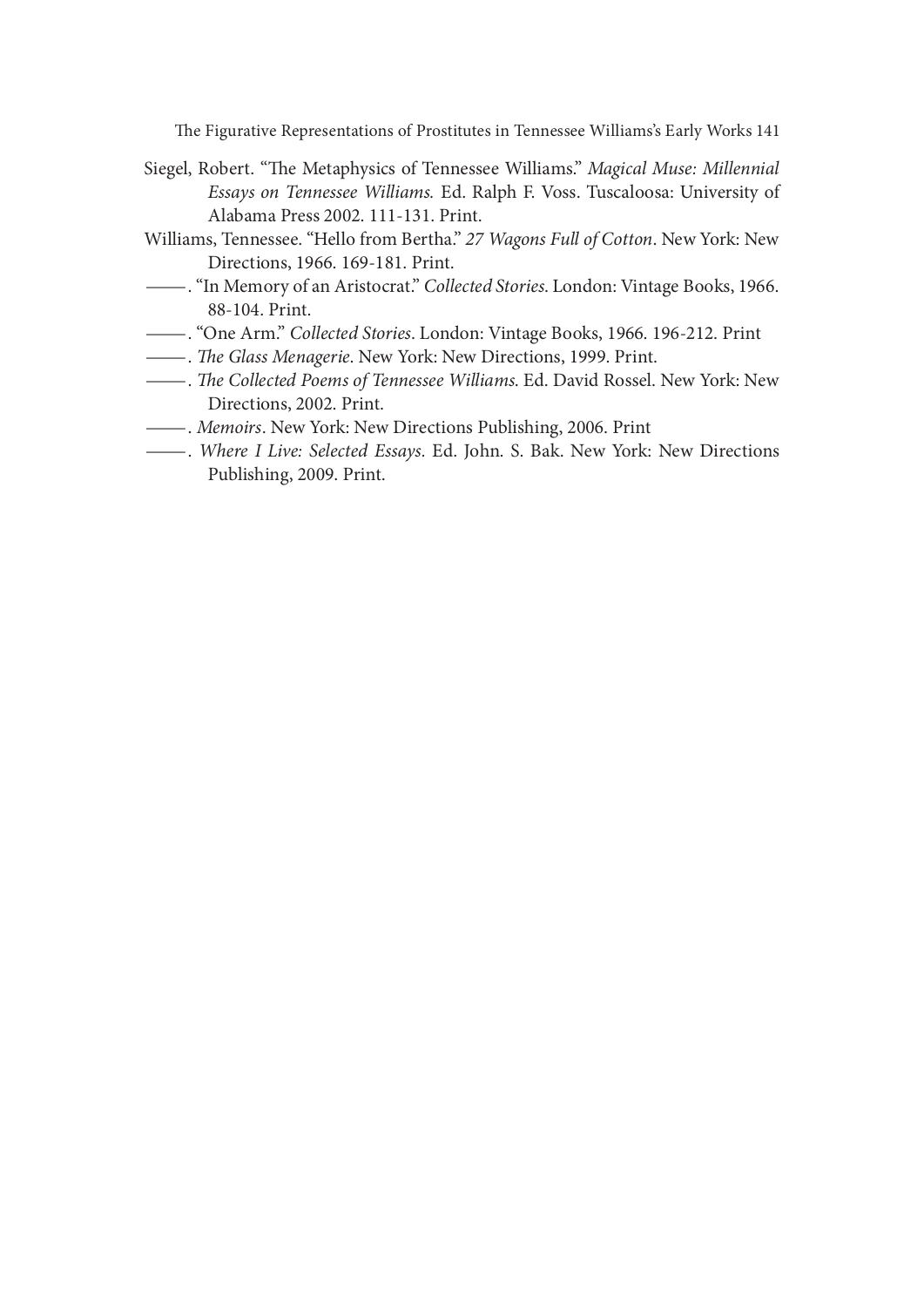Siegel, Robert. "The Metaphysics of Tennessee Williams." *Magical Muse: Millennial Essays on Tennessee Williams.* Ed. Ralph F. Voss. Tuscaloosa: University of Alabama Press 2002. 111-131. Print.

Williams, Tennessee. "Hello from Bertha." *27 Wagons Full of Cotton*. New York: New Directions, 1966. 169-181. Print.

——. "In Memory of an Aristocrat." *Collected Stories.* London: Vintage Books, 1966. 88-104. Print.

——. "One Arm." *Collected Stories*. London: Vintage Books, 1966. 196-212. Print

——. *The Glass Menagerie*. New York: New Directions, 1999. Print.

——. *The Collected Poems of Tennessee Williams.* Ed. David Rossel. New York: New Directions, 2002. Print.

——. *Memoirs*. New York: New Directions Publishing, 2006. Print

——. *Where I Live: Selected Essays.* Ed. John. S. Bak. New York: New Directions Publishing, 2009. Print.